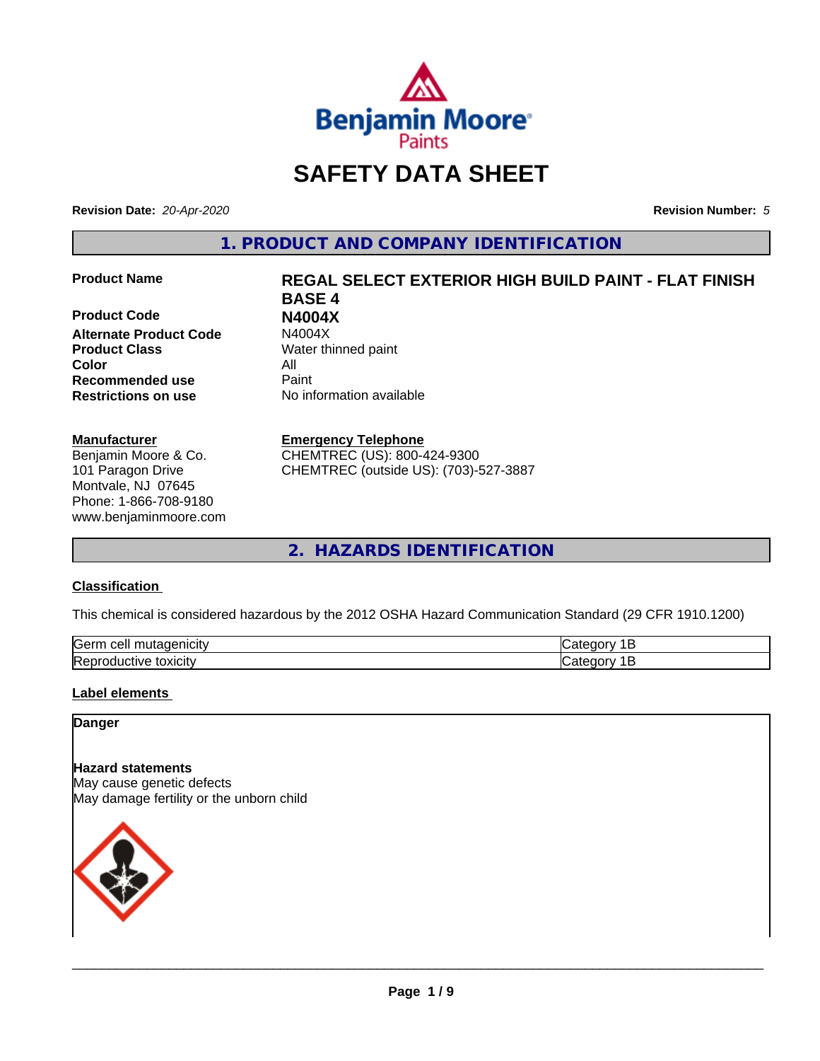# SAFETY DATA SHEET

**Revision Date:** *20-Apr-2020* **Revision Number:** *5*

## 1. PRODUCT AND COMPANY IDENTIFICATION

| | |
|---|---|
| **Product Name** | **REGAL SELECT EXTERIOR HIGH BUILD PAINT - FLAT FINISH BASE 4** |
| **Product Code** | **N4004X** |
| **Alternate Product Code** | N4004X |
| **Product Class** | Water thinned paint |
| **Color** | All |
| **Recommended use** | Paint |
| **Restrictions on use** | No information available |

**Manufacturer**
Benjamin Moore & Co.
101 Paragon Drive
Montvale, NJ 07645
Phone: 1-866-708-9180
www.benjaminmoore.com

**Emergency Telephone**
CHEMTREC (US): 800-424-9300
CHEMTREC (outside US): (703)-527-3887

## 2. HAZARDS IDENTIFICATION

### Classification

This chemical is considered hazardous by the 2012 OSHA Hazard Communication Standard (29 CFR 1910.1200)

| | |
|---|---|
| Germ cell mutagenicity | Category 1B |
| Reproductive toxicity | Category 1B |

### Label elements

**Danger**

**Hazard statements**
May cause genetic defects
May damage fertility or the unborn child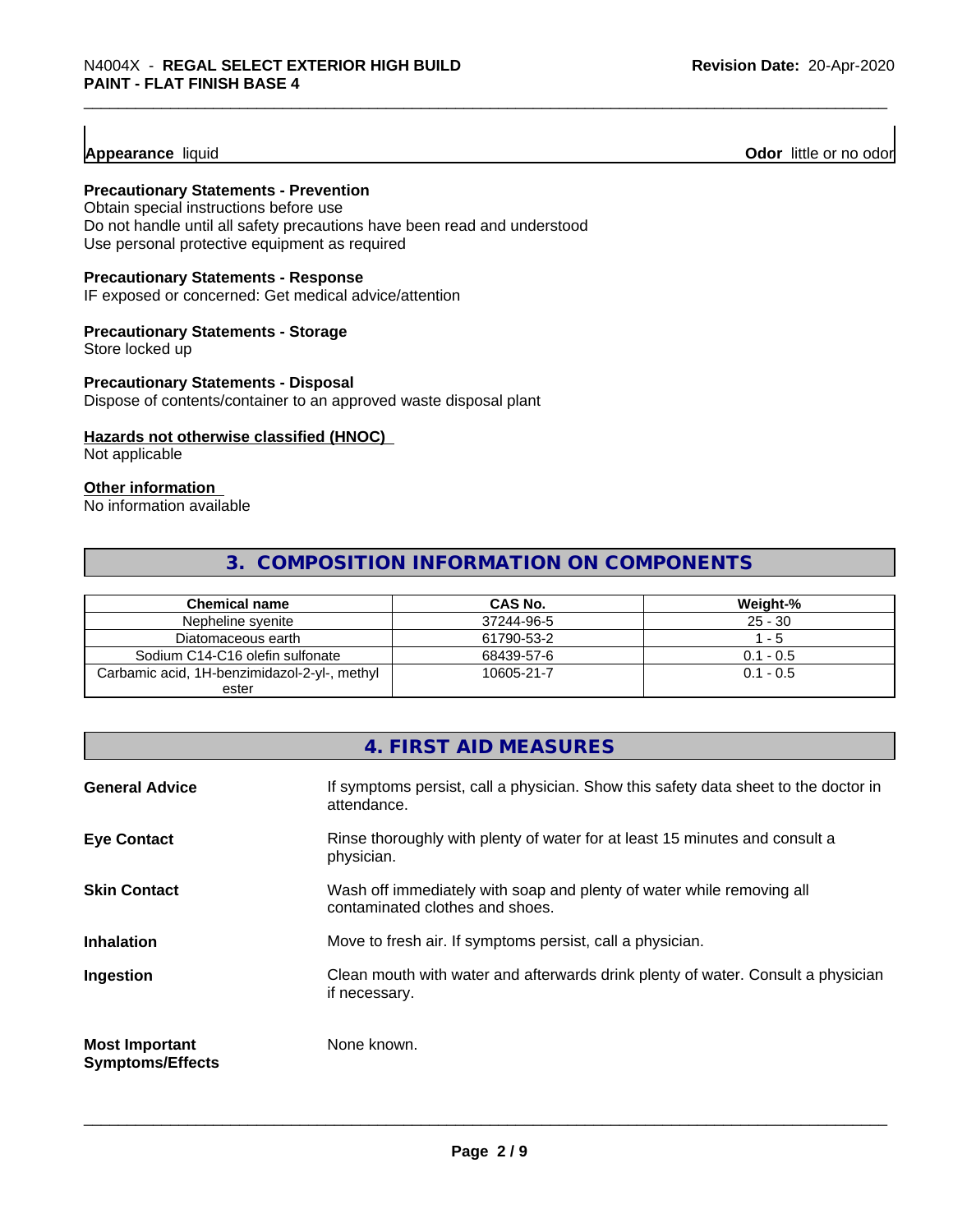**Appearance** liquid **Odor** little or no odor

**Precautionary Statements - Prevention**
Obtain special instructions before use
Do not handle until all safety precautions have been read and understood
Use personal protective equipment as required

**Precautionary Statements - Response**
IF exposed or concerned: Get medical advice/attention

**Precautionary Statements - Storage**
Store locked up

**Precautionary Statements - Disposal**
Dispose of contents/container to an approved waste disposal plant

**Hazards not otherwise classified (HNOC)**
Not applicable

**Other information**
No information available

## 3. COMPOSITION INFORMATION ON COMPONENTS

| Chemical name | CAS No. | Weight-% |
|---|---|---|
| Nepheline syenite | 37244-96-5 | 25 - 30 |
| Diatomaceous earth | 61790-53-2 | 1 - 5 |
| Sodium C14-C16 olefin sulfonate | 68439-57-6 | 0.1 - 0.5 |
| Carbamic acid, 1H-benzimidazol-2-yl-, methyl ester | 10605-21-7 | 0.1 - 0.5 |

## 4. FIRST AID MEASURES

**General Advice** If symptoms persist, call a physician. Show this safety data sheet to the doctor in attendance.

**Eye Contact** Rinse thoroughly with plenty of water for at least 15 minutes and consult a physician.

**Skin Contact** Wash off immediately with soap and plenty of water while removing all contaminated clothes and shoes.

**Inhalation** Move to fresh air. If symptoms persist, call a physician.

**Ingestion** Clean mouth with water and afterwards drink plenty of water. Consult a physician if necessary.

**Most Important Symptoms/Effects** None known.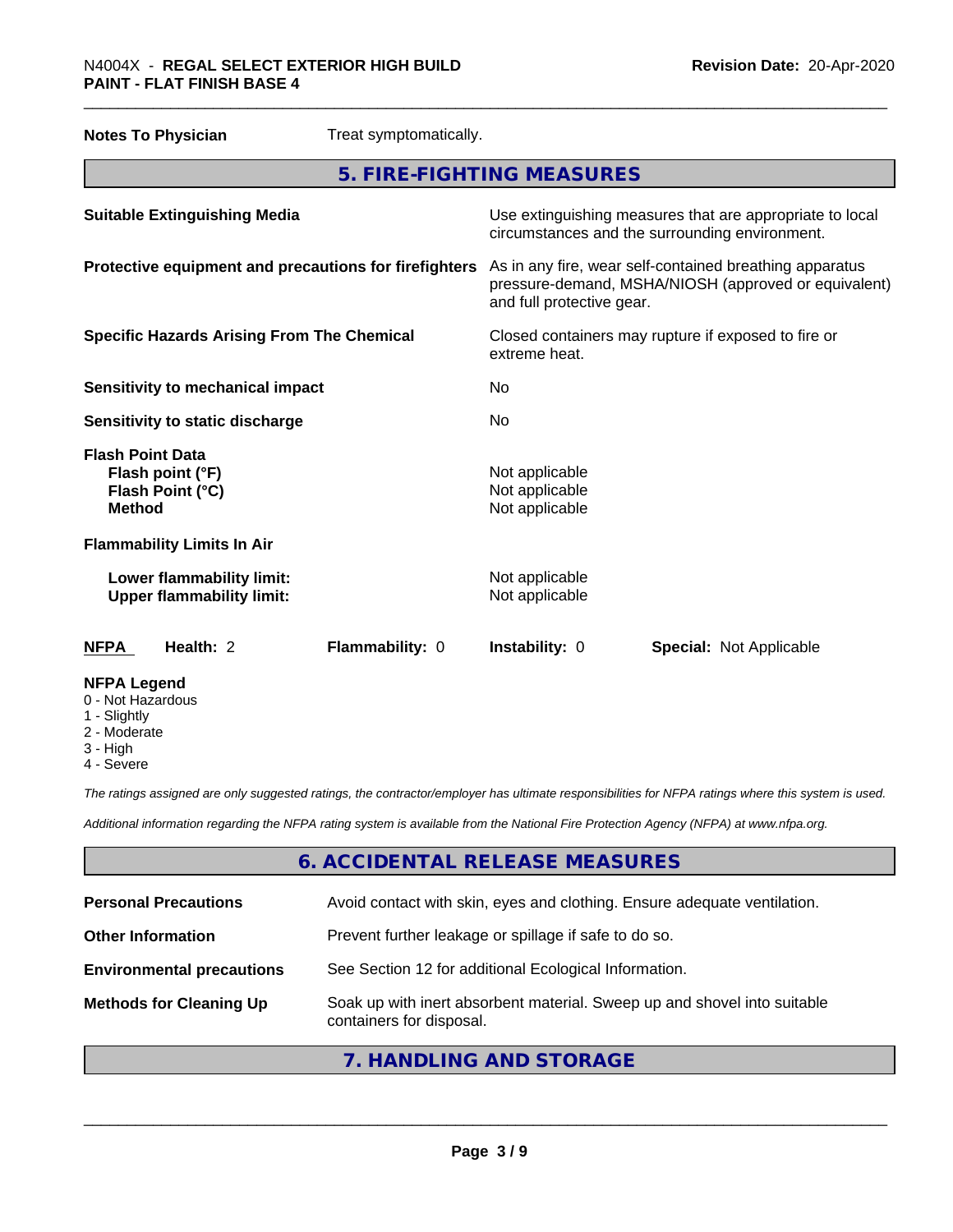**Notes To Physician** Treat symptomatically.

## 5. FIRE-FIGHTING MEASURES

**Suitable Extinguishing Media** Use extinguishing measures that are appropriate to local circumstances and the surrounding environment.

**Protective equipment and precautions for firefighters** As in any fire, wear self-contained breathing apparatus pressure-demand, MSHA/NIOSH (approved or equivalent) and full protective gear.

**Specific Hazards Arising From The Chemical** Closed containers may rupture if exposed to fire or extreme heat.

**Sensitivity to mechanical impact** No

**Sensitivity to static discharge** No

**Flash Point Data**

| | |
|---|---|
| **Flash point (°F)** | Not applicable |
| **Flash Point (°C)** | Not applicable |
| **Method** | Not applicable |

**Flammability Limits In Air**

| | |
|---|---|
| **Lower flammability limit:** | Not applicable |
| **Upper flammability limit:** | Not applicable |

| NFPA | Health: 2 | Flammability: 0 | Instability: 0 | Special: Not Applicable |
|---|---|---|---|---|

**NFPA Legend**
- 0 - Not Hazardous
- 1 - Slightly
- 2 - Moderate
- 3 - High
- 4 - Severe

*The ratings assigned are only suggested ratings, the contractor/employer has ultimate responsibilities for NFPA ratings where this system is used.*

*Additional information regarding the NFPA rating system is available from the National Fire Protection Agency (NFPA) at www.nfpa.org.*

## 6. ACCIDENTAL RELEASE MEASURES

**Personal Precautions** Avoid contact with skin, eyes and clothing. Ensure adequate ventilation.

**Other Information** Prevent further leakage or spillage if safe to do so.

**Environmental precautions** See Section 12 for additional Ecological Information.

**Methods for Cleaning Up** Soak up with inert absorbent material. Sweep up and shovel into suitable containers for disposal.

## 7. HANDLING AND STORAGE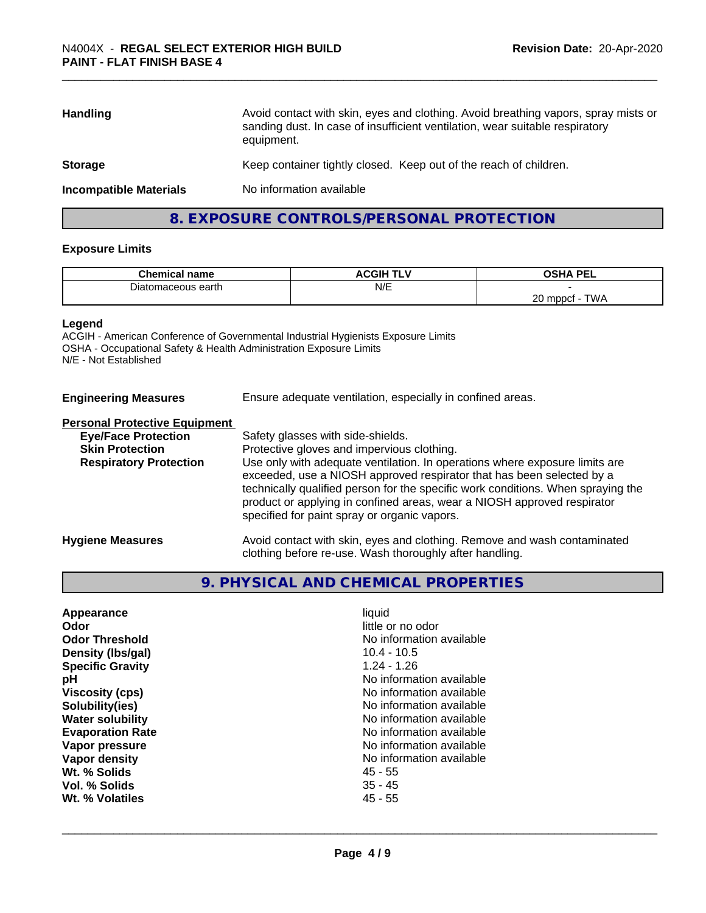| | |
|---|---|
| **Handling** | Avoid contact with skin, eyes and clothing. Avoid breathing vapors, spray mists or sanding dust. In case of insufficient ventilation, wear suitable respiratory equipment. |
| **Storage** | Keep container tightly closed. Keep out of the reach of children. |
| **Incompatible Materials** | No information available |

## 8. EXPOSURE CONTROLS/PERSONAL PROTECTION

### Exposure Limits

| Chemical name | ACGIH TLV | OSHA PEL |
|---|---|---|
| Diatomaceous earth | N/E | -<br>20 mppcf - TWA |

**Legend**
ACGIH - American Conference of Governmental Industrial Hygienists Exposure Limits
OSHA - Occupational Safety & Health Administration Exposure Limits
N/E - Not Established

**Engineering Measures** Ensure adequate ventilation, especially in confined areas.

**Personal Protective Equipment**

**Eye/Face Protection** Safety glasses with side-shields.

**Skin Protection** Protective gloves and impervious clothing.

**Respiratory Protection** Use only with adequate ventilation. In operations where exposure limits are exceeded, use a NIOSH approved respirator that has been selected by a technically qualified person for the specific work conditions. When spraying the product or applying in confined areas, wear a NIOSH approved respirator specified for paint spray or organic vapors.

**Hygiene Measures** Avoid contact with skin, eyes and clothing. Remove and wash contaminated clothing before re-use. Wash thoroughly after handling.

## 9. PHYSICAL AND CHEMICAL PROPERTIES

| | |
|---|---|
| **Appearance** | liquid |
| **Odor** | little or no odor |
| **Odor Threshold** | No information available |
| **Density (lbs/gal)** | 10.4 - 10.5 |
| **Specific Gravity** | 1.24 - 1.26 |
| **pH** | No information available |
| **Viscosity (cps)** | No information available |
| **Solubility(ies)** | No information available |
| **Water solubility** | No information available |
| **Evaporation Rate** | No information available |
| **Vapor pressure** | No information available |
| **Vapor density** | No information available |
| **Wt. % Solids** | 45 - 55 |
| **Vol. % Solids** | 35 - 45 |
| **Wt. % Volatiles** | 45 - 55 |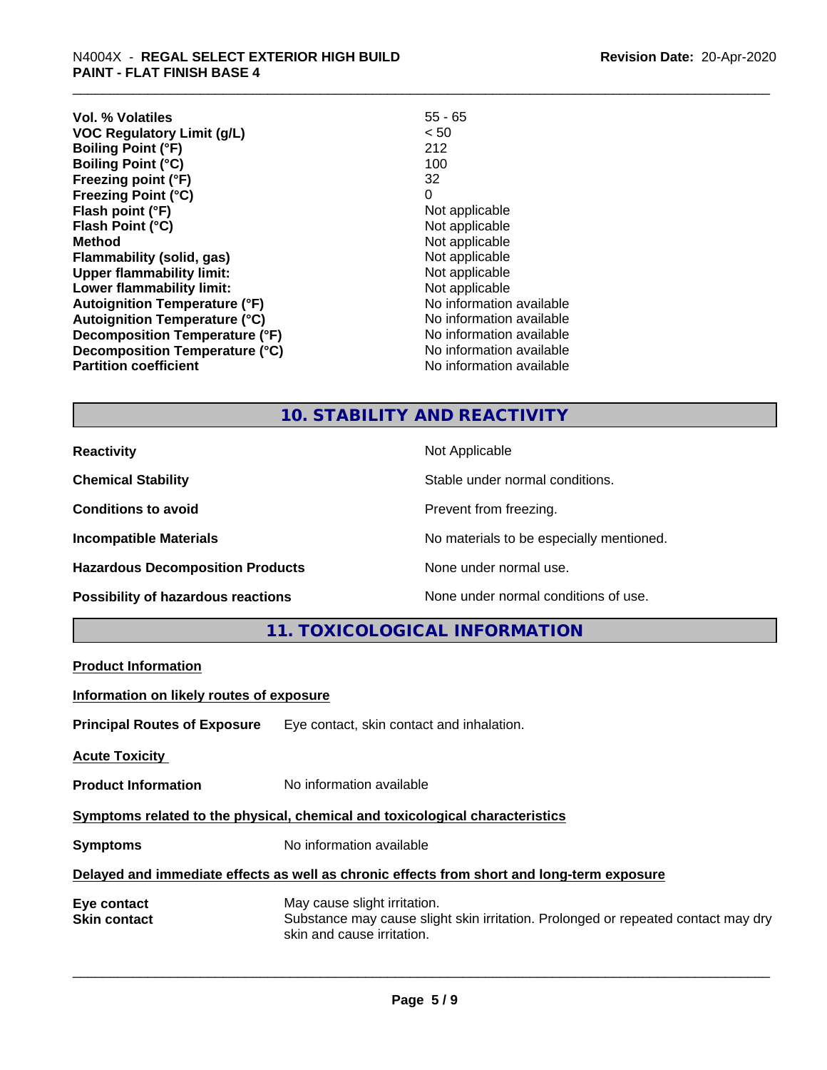| | |
|---|---|
| **Vol. % Volatiles** | 55 - 65 |
| **VOC Regulatory Limit (g/L)** | < 50 |
| **Boiling Point (°F)** | 212 |
| **Boiling Point (°C)** | 100 |
| **Freezing point (°F)** | 32 |
| **Freezing Point (°C)** | 0 |
| **Flash point (°F)** | Not applicable |
| **Flash Point (°C)** | Not applicable |
| **Method** | Not applicable |
| **Flammability (solid, gas)** | Not applicable |
| **Upper flammability limit:** | Not applicable |
| **Lower flammability limit:** | Not applicable |
| **Autoignition Temperature (°F)** | No information available |
| **Autoignition Temperature (°C)** | No information available |
| **Decomposition Temperature (°F)** | No information available |
| **Decomposition Temperature (°C)** | No information available |
| **Partition coefficient** | No information available |

## 10. STABILITY AND REACTIVITY

| | |
|---|---|
| **Reactivity** | Not Applicable |
| **Chemical Stability** | Stable under normal conditions. |
| **Conditions to avoid** | Prevent from freezing. |
| **Incompatible Materials** | No materials to be especially mentioned. |
| **Hazardous Decomposition Products** | None under normal use. |
| **Possibility of hazardous reactions** | None under normal conditions of use. |

## 11. TOXICOLOGICAL INFORMATION

**Product Information**

**Information on likely routes of exposure**

**Principal Routes of Exposure** Eye contact, skin contact and inhalation.

**Acute Toxicity**

**Product Information** No information available

**Symptoms related to the physical, chemical and toxicological characteristics**

**Symptoms** No information available

**Delayed and immediate effects as well as chronic effects from short and long-term exposure**

**Eye contact** May cause slight irritation.

**Skin contact** Substance may cause slight skin irritation. Prolonged or repeated contact may dry skin and cause irritation.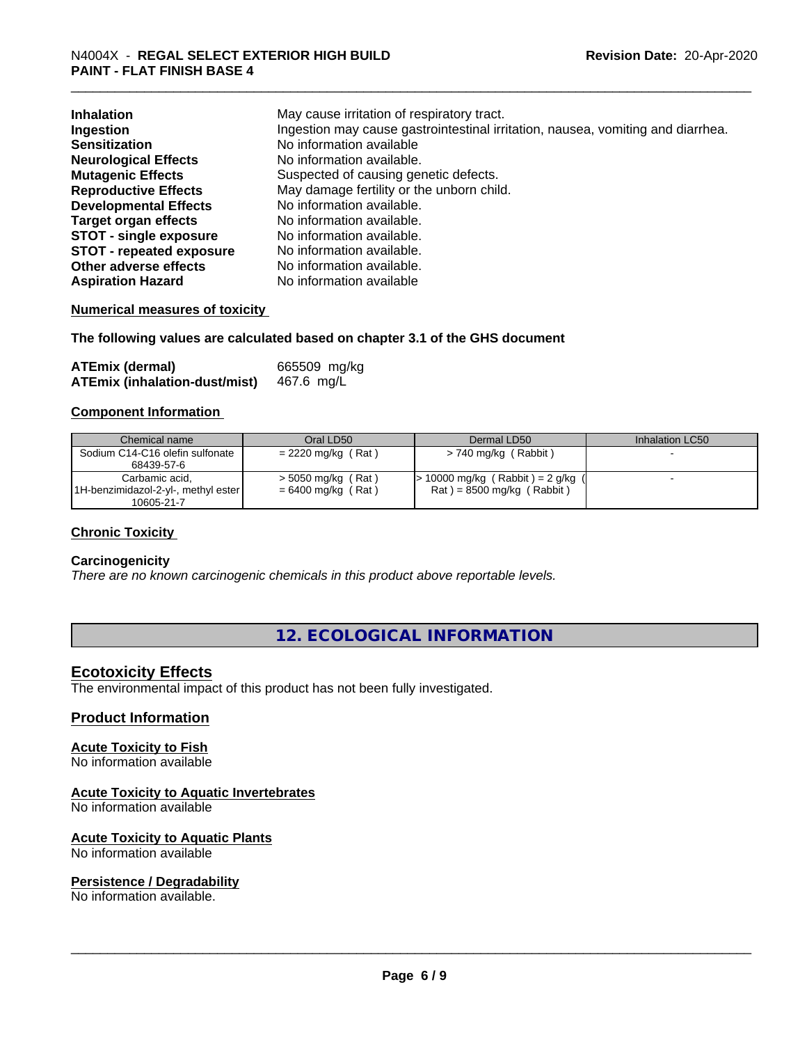| | |
|---|---|
| **Inhalation** | May cause irritation of respiratory tract. |
| **Ingestion** | Ingestion may cause gastrointestinal irritation, nausea, vomiting and diarrhea. |
| **Sensitization** | No information available |
| **Neurological Effects** | No information available. |
| **Mutagenic Effects** | Suspected of causing genetic defects. |
| **Reproductive Effects** | May damage fertility or the unborn child. |
| **Developmental Effects** | No information available. |
| **Target organ effects** | No information available. |
| **STOT - single exposure** | No information available. |
| **STOT - repeated exposure** | No information available. |
| **Other adverse effects** | No information available. |
| **Aspiration Hazard** | No information available |

**Numerical measures of toxicity**

**The following values are calculated based on chapter 3.1 of the GHS document**

| | |
|---|---|
| **ATEmix (dermal)** | 665509 mg/kg |
| **ATEmix (inhalation-dust/mist)** | 467.6 mg/L |

**Component Information**

| Chemical name | Oral LD50 | Dermal LD50 | Inhalation LC50 |
|---|---|---|---|
| Sodium C14-C16 olefin sulfonate 68439-57-6 | = 2220 mg/kg ( Rat ) | > 740 mg/kg ( Rabbit ) | - |
| Carbamic acid, 1H-benzimidazol-2-yl-, methyl ester 10605-21-7 | > 5050 mg/kg ( Rat ) = 6400 mg/kg ( Rat ) | > 10000 mg/kg ( Rabbit ) = 2 g/kg ( Rat ) = 8500 mg/kg ( Rabbit ) | - |

**Chronic Toxicity**

**Carcinogenicity**

*There are no known carcinogenic chemicals in this product above reportable levels.*

## 12. ECOLOGICAL INFORMATION

### Ecotoxicity Effects

The environmental impact of this product has not been fully investigated.

### Product Information

**Acute Toxicity to Fish**

No information available

**Acute Toxicity to Aquatic Invertebrates**

No information available

**Acute Toxicity to Aquatic Plants**

No information available

**Persistence / Degradability**

No information available.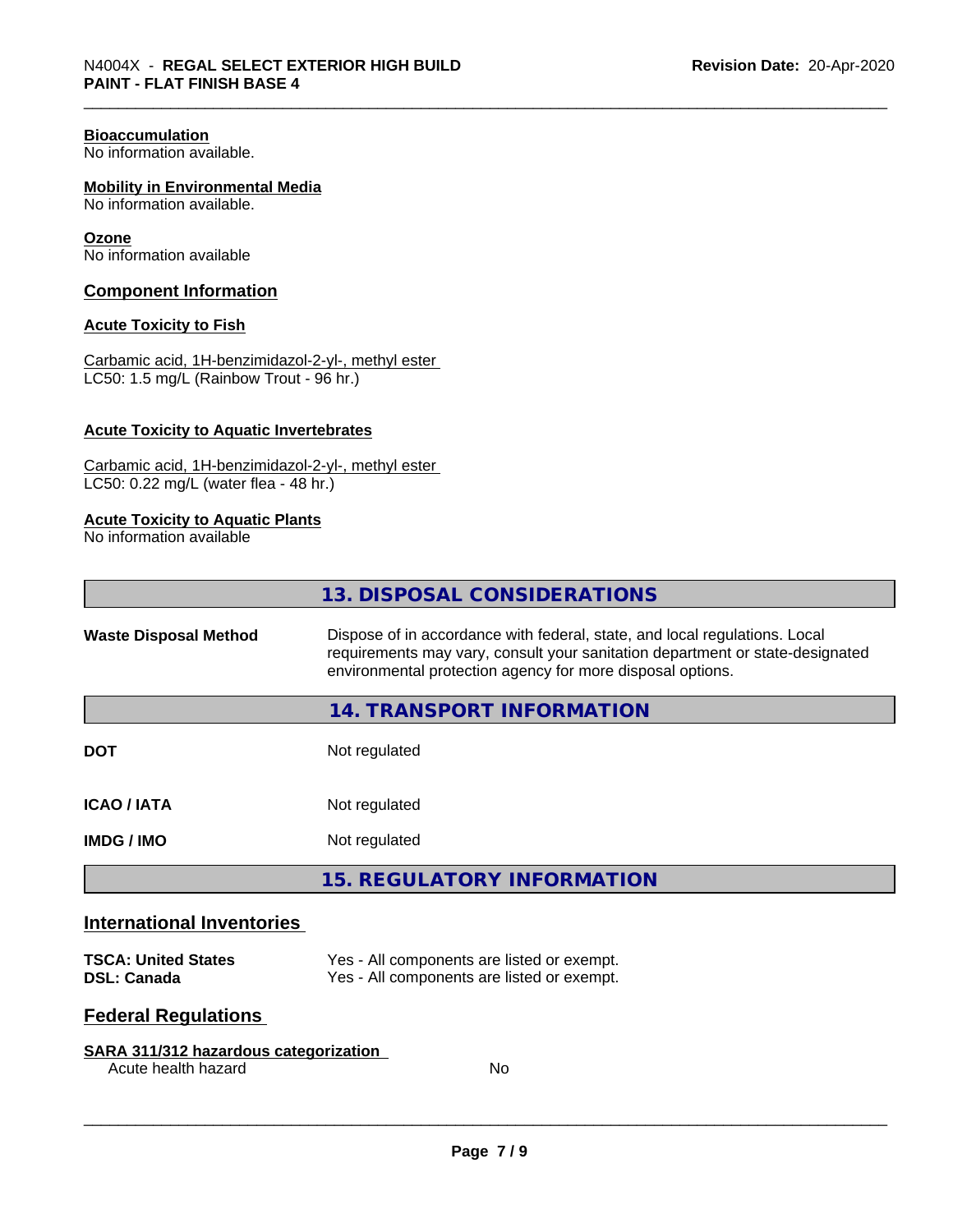**Bioaccumulation**
No information available.

**Mobility in Environmental Media**
No information available.

**Ozone**
No information available

## Component Information

**Acute Toxicity to Fish**

Carbamic acid, 1H-benzimidazol-2-yl-, methyl ester
LC50: 1.5 mg/L (Rainbow Trout - 96 hr.)

**Acute Toxicity to Aquatic Invertebrates**

Carbamic acid, 1H-benzimidazol-2-yl-, methyl ester
LC50: 0.22 mg/L (water flea - 48 hr.)

**Acute Toxicity to Aquatic Plants**
No information available

## 13. DISPOSAL CONSIDERATIONS

**Waste Disposal Method** — Dispose of in accordance with federal, state, and local regulations. Local requirements may vary, consult your sanitation department or state-designated environmental protection agency for more disposal options.

## 14. TRANSPORT INFORMATION

| | |
|---|---|
| **DOT** | Not regulated |
| **ICAO / IATA** | Not regulated |
| **IMDG / IMO** | Not regulated |

## 15. REGULATORY INFORMATION

### International Inventories

| | |
|---|---|
| **TSCA: United States** | Yes - All components are listed or exempt. |
| **DSL: Canada** | Yes - All components are listed or exempt. |

### Federal Regulations

**SARA 311/312 hazardous categorization**

| | |
|---|---|
| Acute health hazard | No |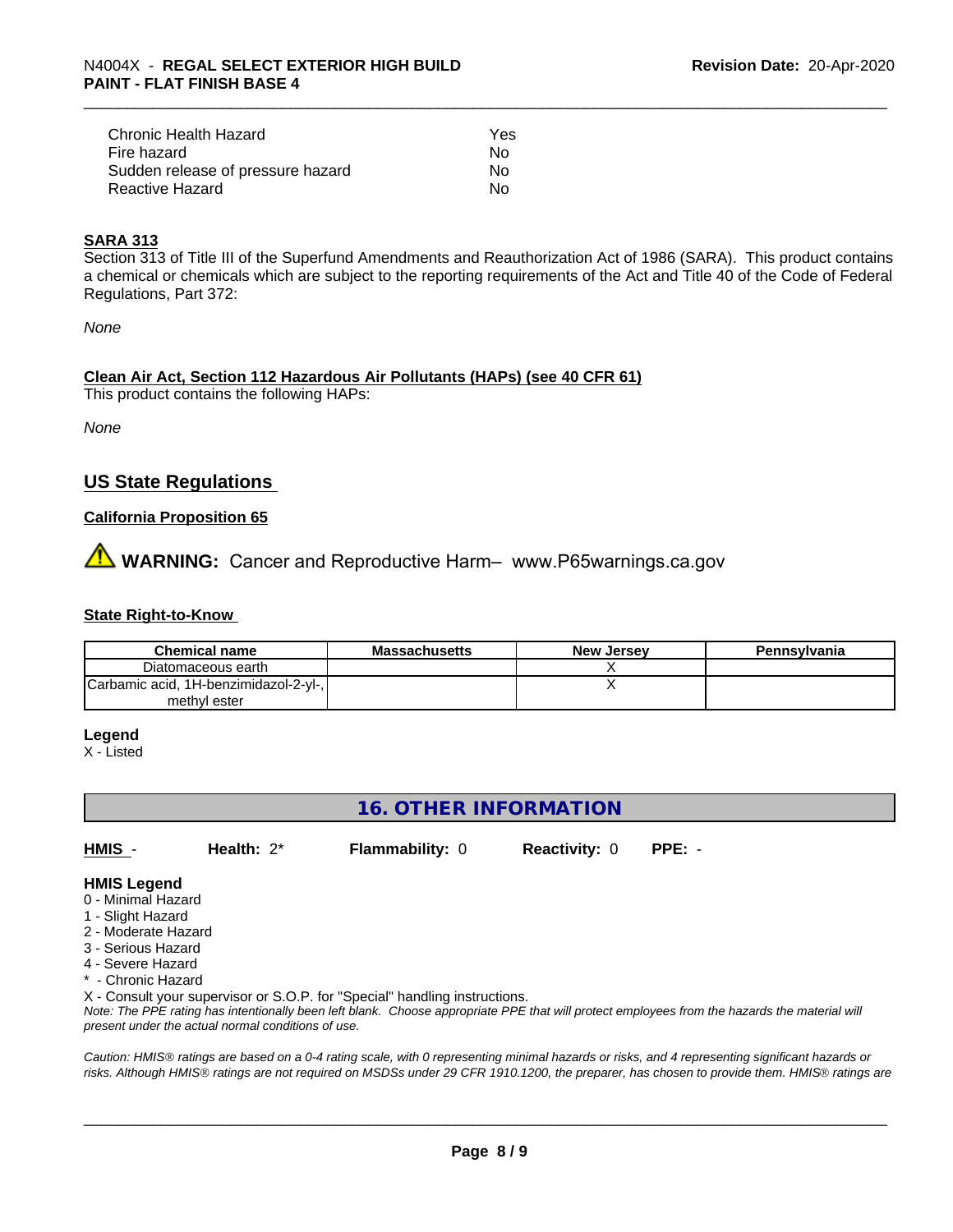| | |
|---|---|
| Chronic Health Hazard | Yes |
| Fire hazard | No |
| Sudden release of pressure hazard | No |
| Reactive Hazard | No |

**SARA 313**

Section 313 of Title III of the Superfund Amendments and Reauthorization Act of 1986 (SARA). This product contains a chemical or chemicals which are subject to the reporting requirements of the Act and Title 40 of the Code of Federal Regulations, Part 372:

*None*

**Clean Air Act, Section 112 Hazardous Air Pollutants (HAPs) (see 40 CFR 61)**

This product contains the following HAPs:

*None*

## US State Regulations

**California Proposition 65**

⚠ **WARNING:** Cancer and Reproductive Harm– www.P65warnings.ca.gov

**State Right-to-Know**

| Chemical name | Massachusetts | New Jersey | Pennsylvania |
|---|---|---|---|
| Diatomaceous earth | | X | |
| Carbamic acid, 1H-benzimidazol-2-yl-, methyl ester | | X | |

**Legend**

X - Listed

## 16. OTHER INFORMATION

| HMIS - | Health: 2* | Flammability: 0 | Reactivity: 0 | PPE: - |
|---|---|---|---|---|

**HMIS Legend**

0 - Minimal Hazard
1 - Slight Hazard
2 - Moderate Hazard
3 - Serious Hazard
4 - Severe Hazard
* - Chronic Hazard
X - Consult your supervisor or S.O.P. for "Special" handling instructions.

*Note: The PPE rating has intentionally been left blank. Choose appropriate PPE that will protect employees from the hazards the material will present under the actual normal conditions of use.*

*Caution: HMIS® ratings are based on a 0-4 rating scale, with 0 representing minimal hazards or risks, and 4 representing significant hazards or risks. Although HMIS® ratings are not required on MSDSs under 29 CFR 1910.1200, the preparer, has chosen to provide them. HMIS® ratings are*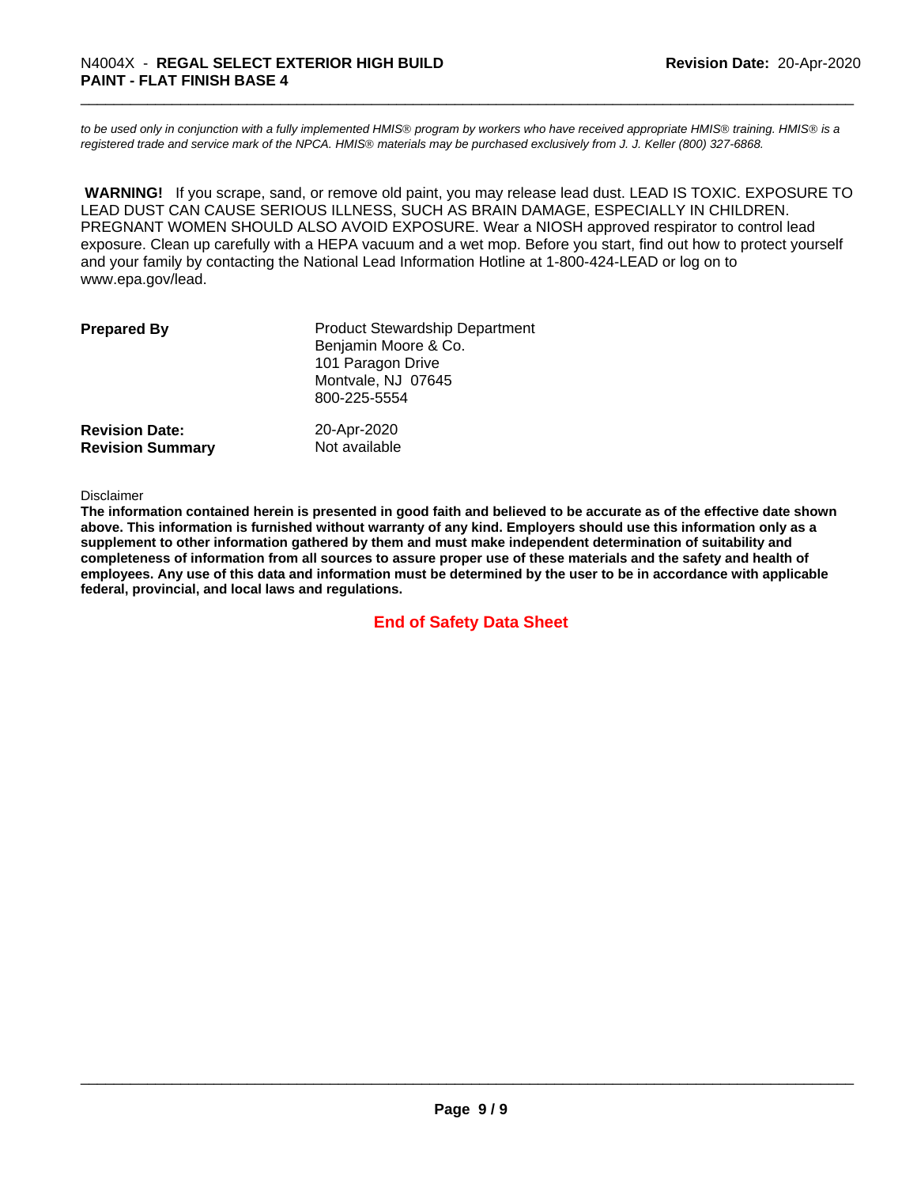*to be used only in conjunction with a fully implemented HMIS® program by workers who have received appropriate HMIS® training. HMIS® is a registered trade and service mark of the NPCA. HMIS® materials may be purchased exclusively from J. J. Keller (800) 327-6868.*

**WARNING!** If you scrape, sand, or remove old paint, you may release lead dust. LEAD IS TOXIC. EXPOSURE TO LEAD DUST CAN CAUSE SERIOUS ILLNESS, SUCH AS BRAIN DAMAGE, ESPECIALLY IN CHILDREN. PREGNANT WOMEN SHOULD ALSO AVOID EXPOSURE. Wear a NIOSH approved respirator to control lead exposure. Clean up carefully with a HEPA vacuum and a wet mop. Before you start, find out how to protect yourself and your family by contacting the National Lead Information Hotline at 1-800-424-LEAD or log on to www.epa.gov/lead.

| | |
|---|---|
| **Prepared By** | Product Stewardship Department<br>Benjamin Moore & Co.<br>101 Paragon Drive<br>Montvale, NJ 07645<br>800-225-5554 |
| **Revision Date:** | 20-Apr-2020 |
| **Revision Summary** | Not available |

Disclaimer

**The information contained herein is presented in good faith and believed to be accurate as of the effective date shown above. This information is furnished without warranty of any kind. Employers should use this information only as a supplement to other information gathered by them and must make independent determination of suitability and completeness of information from all sources to assure proper use of these materials and the safety and health of employees. Any use of this data and information must be determined by the user to be in accordance with applicable federal, provincial, and local laws and regulations.**

**End of Safety Data Sheet**